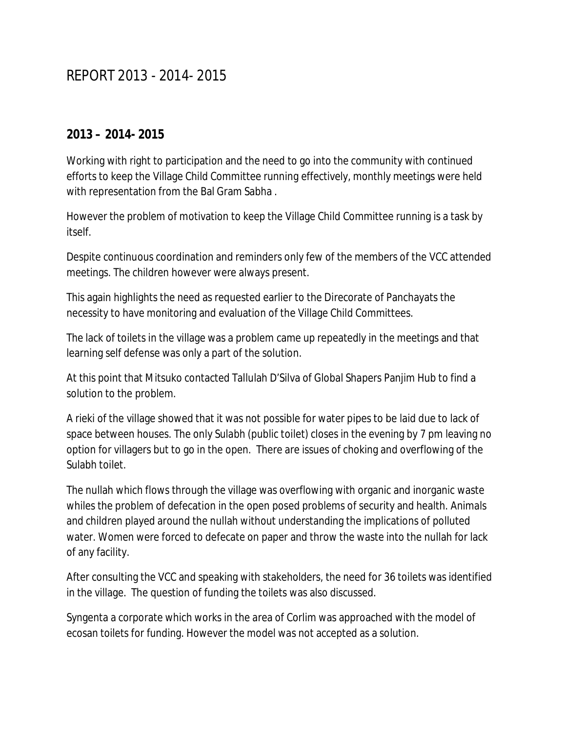# REPORT 2013 - 2014- 2015

## 2013 – 2014- 2015

Working with right to participation and the need to go into the community with continued efforts to keep the Village Child Committee running effectively, monthly meetings were held with representation from the Bal Gram Sabha .

However the problem of motivation to keep the Village Child Committee running is a task by itself.

Despite continuous coordination and reminders only few of the members of the VCC attended meetings. The children however were always present.

This again highlights the need as requested earlier to the Direcorate of Panchayats the necessity to have monitoring and evaluation of the Village Child Committees.

The lack of toilets in the village was a problem came up repeatedly in the meetings and that learning self defense was only a part of the solution.

At this point that Mitsuko contacted Tallulah D'Silva of Global Shapers Panjim Hub to find a solution to the problem.

A rieki of the village showed that it was not possible for water pipes to be laid due to lack of space between houses. The only Sulabh (public toilet) closes in the evening by 7 pm leaving no option for villagers but to go in the open. There are issues of choking and overflowing of the Sulabh toilet.

The nullah which flows through the village was overflowing with organic and inorganic waste whiles the problem of defecation in the open posed problems of security and health. Animals and children played around the nullah without understanding the implications of polluted water. Women were forced to defecate on paper and throw the waste into the nullah for lack of any facility.

After consulting the VCC and speaking with stakeholders, the need for 36 toilets was identified in the village. The question of funding the toilets was also discussed.

Syngenta a corporate which works in the area of Corlim was approached with the model of ecosan toilets for funding. However the model was not accepted as a solution.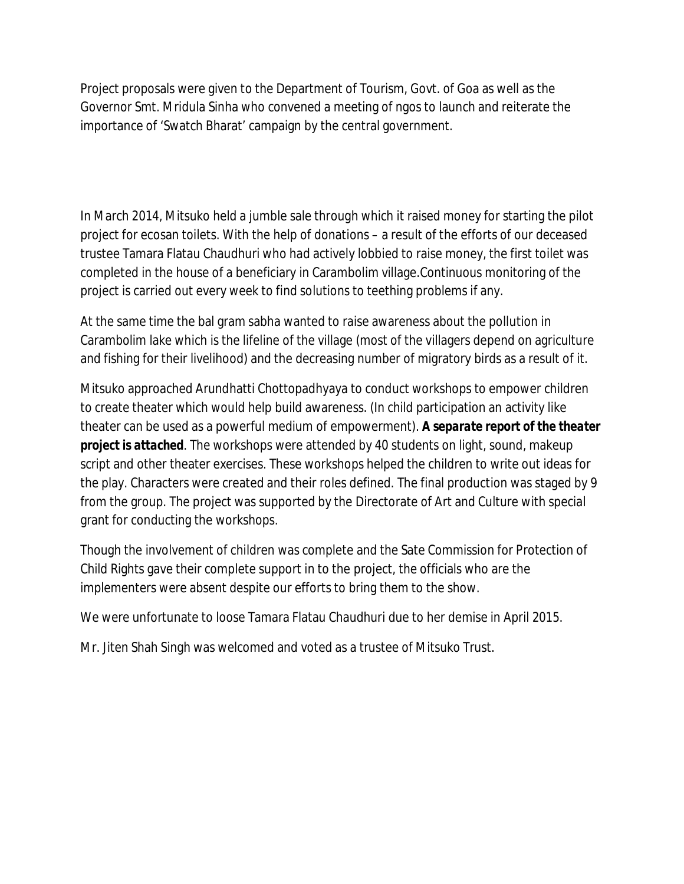Project proposals were given to the Department of Tourism, Govt. of Goa as well as the Governor Smt. Mridula Sinha who convened a meeting of ngos to launch and reiterate the importance of 'Swatch Bharat' campaign by the central government.

In March 2014, Mitsuko held a jumble sale through which it raised money for starting the pilot project for ecosan toilets. With the help of donations – a result of the efforts of our deceased trustee Tamara Flatau Chaudhuri who had actively lobbied to raise money, the first toilet was completed in the house of a beneficiary in Carambolim village.Continuous monitoring of the project is carried out every week to find solutions to teething problems if any.

At the same time the bal gram sabha wanted to raise awareness about the pollution in Carambolim lake which is the lifeline of the village (most of the villagers depend on agriculture and fishing for their livelihood) and the decreasing number of migratory birds as a result of it.

Mitsuko approached Arundhatti Chottopadhyaya to conduct workshops to empower children to create theater which would help build awareness. (In child participation an activity like theater can be used as a powerful medium of empowerment). ***A separate report of the theater project is attached***. The workshops were attended by 40 students on light, sound, makeup script and other theater exercises. These workshops helped the children to write out ideas for the play. Characters were created and their roles defined. The final production was staged by 9 from the group. The project was supported by the Directorate of Art and Culture with special grant for conducting the workshops.

Though the involvement of children was complete and the Sate Commission for Protection of Child Rights gave their complete support in to the project, the officials who are the implementers were absent despite our efforts to bring them to the show.

We were unfortunate to loose Tamara Flatau Chaudhuri due to her demise in April 2015.

Mr. Jiten Shah Singh was welcomed and voted as a trustee of Mitsuko Trust.